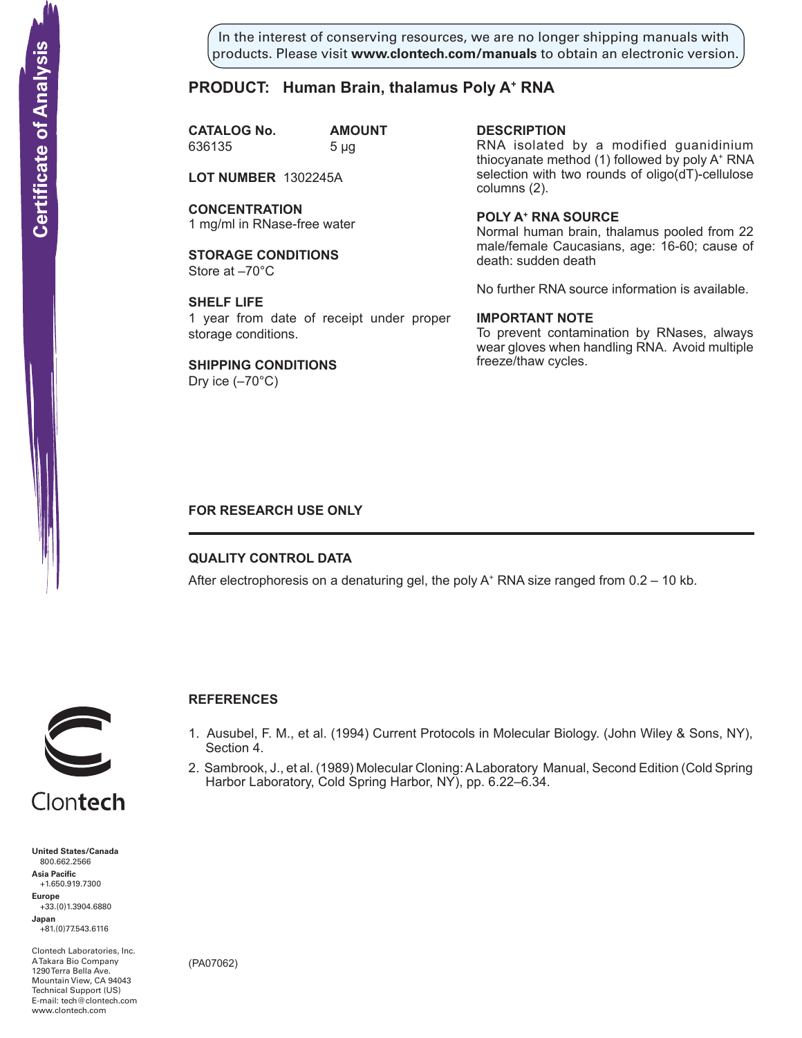Certificate of Analysis

In the interest of conserving resources, we are no longer shipping manuals with products. Please visit **www.clontech.com/manuals** to obtain an electronic version.

## PRODUCT: Human Brain, thalamus Poly A+ RNA

**CATALOG No.** 636135

**AMOUNT** 5 µg

**LOT NUMBER** 1302245A

**CONCENTRATION**
1 mg/ml in RNase-free water

**STORAGE CONDITIONS**
Store at –70°C

**SHELF LIFE**
1 year from date of receipt under proper storage conditions.

**SHIPPING CONDITIONS**
Dry ice (–70°C)

**DESCRIPTION**
RNA isolated by a modified guanidinium thiocyanate method (1) followed by poly A+ RNA selection with two rounds of oligo(dT)-cellulose columns (2).

**POLY A+ RNA SOURCE**
Normal human brain, thalamus pooled from 22 male/female Caucasians, age: 16-60; cause of death: sudden death

No further RNA source information is available.

**IMPORTANT NOTE**
To prevent contamination by RNases, always wear gloves when handling RNA. Avoid multiple freeze/thaw cycles.

**FOR RESEARCH USE ONLY**

### QUALITY CONTROL DATA

After electrophoresis on a denaturing gel, the poly A+ RNA size ranged from 0.2 – 10 kb.

### REFERENCES

1. Ausubel, F. M., et al. (1994) Current Protocols in Molecular Biology. (John Wiley & Sons, NY), Section 4.
2. Sambrook, J., et al. (1989) Molecular Cloning: A Laboratory Manual, Second Edition (Cold Spring Harbor Laboratory, Cold Spring Harbor, NY), pp. 6.22–6.34.

Clontech

**United States/Canada**
800.662.2566
**Asia Pacific**
+1.650.919.7300
**Europe**
+33.(0)1.3904.6880
**Japan**
+81.(0)77.543.6116

Clontech Laboratories, Inc.
A Takara Bio Company
1290 Terra Bella Ave.
Mountain View, CA 94043
Technical Support (US)
E-mail: tech@clontech.com
www.clontech.com

(PA07062)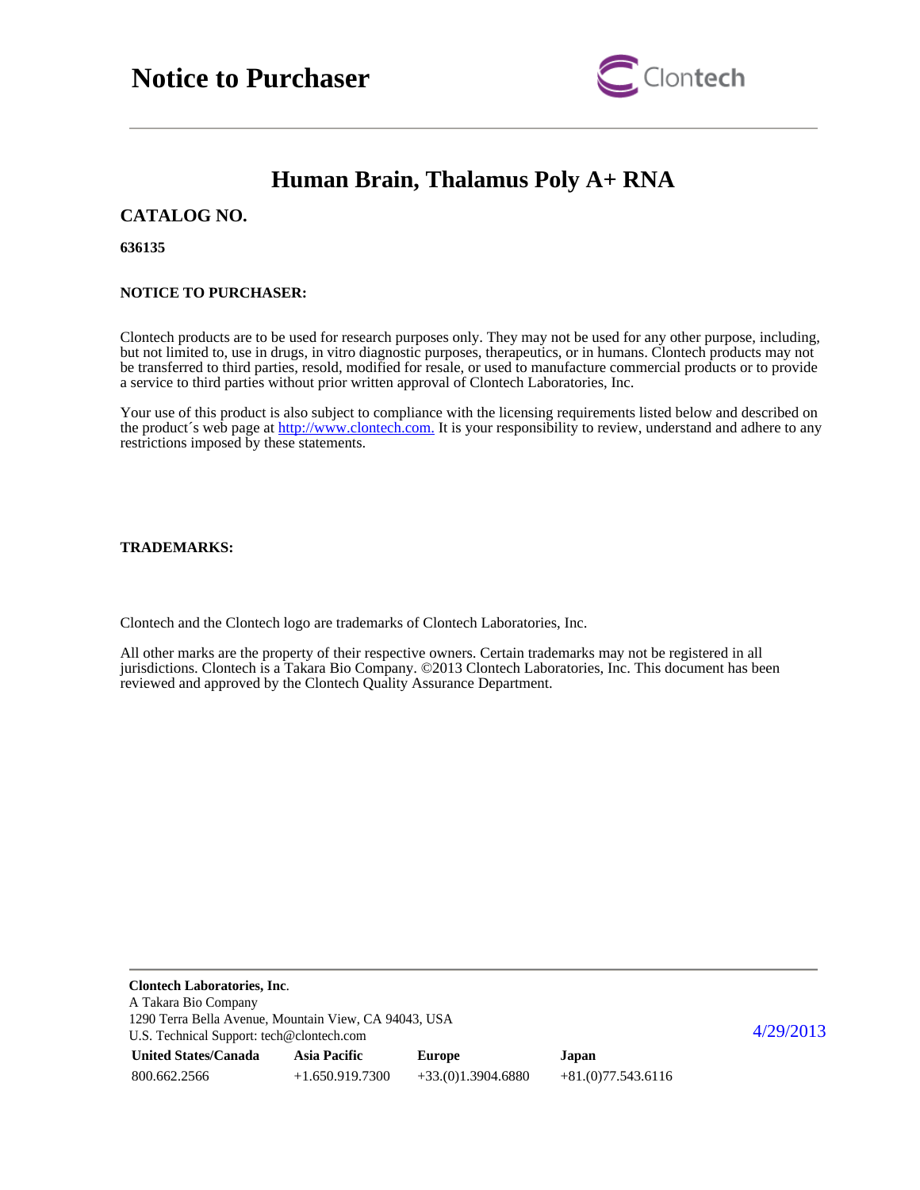# Notice to Purchaser

## Human Brain, Thalamus Poly A+ RNA

### CATALOG NO.

**636135**

### NOTICE TO PURCHASER:

Clontech products are to be used for research purposes only. They may not be used for any other purpose, including, but not limited to, use in drugs, in vitro diagnostic purposes, therapeutics, or in humans. Clontech products may not be transferred to third parties, resold, modified for resale, or used to manufacture commercial products or to provide a service to third parties without prior written approval of Clontech Laboratories, Inc.

Your use of this product is also subject to compliance with the licensing requirements listed below and described on the product´s web page at http://www.clontech.com. It is your responsibility to review, understand and adhere to any restrictions imposed by these statements.

### TRADEMARKS:

Clontech and the Clontech logo are trademarks of Clontech Laboratories, Inc.

All other marks are the property of their respective owners. Certain trademarks may not be registered in all jurisdictions. Clontech is a Takara Bio Company. ©2013 Clontech Laboratories, Inc. This document has been reviewed and approved by the Clontech Quality Assurance Department.

**Clontech Laboratories, Inc.**
A Takara Bio Company
1290 Terra Bella Avenue, Mountain View, CA 94043, USA
U.S. Technical Support: tech@clontech.com

| United States/Canada | Asia Pacific | Europe | Japan |
| --- | --- | --- | --- |
| 800.662.2566 | +1.650.919.7300 | +33.(0)1.3904.6880 | +81.(0)77.543.6116 |

4/29/2013